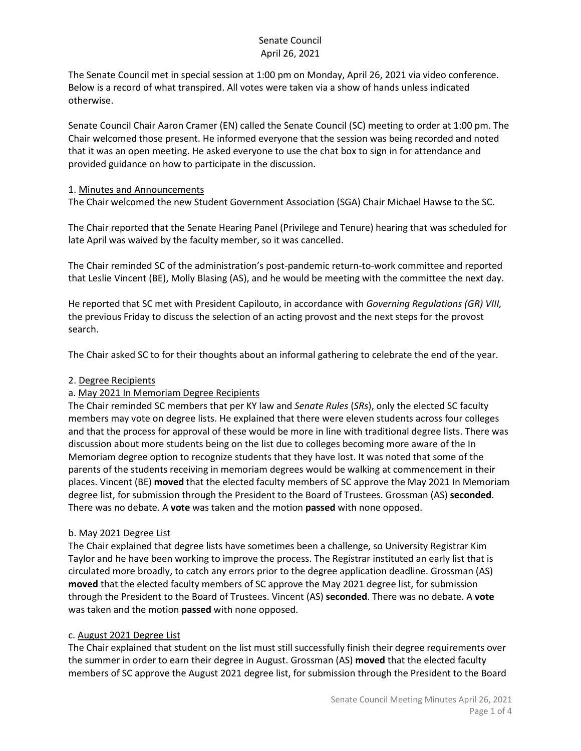Senate Council
April 26, 2021

The Senate Council met in special session at 1:00 pm on Monday, April 26, 2021 via video conference. Below is a record of what transpired. All votes were taken via a show of hands unless indicated otherwise.

Senate Council Chair Aaron Cramer (EN) called the Senate Council (SC) meeting to order at 1:00 pm. The Chair welcomed those present. He informed everyone that the session was being recorded and noted that it was an open meeting. He asked everyone to use the chat box to sign in for attendance and provided guidance on how to participate in the discussion.

1. Minutes and Announcements

The Chair welcomed the new Student Government Association (SGA) Chair Michael Hawse to the SC.

The Chair reported that the Senate Hearing Panel (Privilege and Tenure) hearing that was scheduled for late April was waived by the faculty member, so it was cancelled.

The Chair reminded SC of the administration's post-pandemic return-to-work committee and reported that Leslie Vincent (BE), Molly Blasing (AS), and he would be meeting with the committee the next day.

He reported that SC met with President Capilouto, in accordance with *Governing Regulations (GR) VIII,* the previous Friday to discuss the selection of an acting provost and the next steps for the provost search.

The Chair asked SC to for their thoughts about an informal gathering to celebrate the end of the year.

2. Degree Recipients

a. May 2021 In Memoriam Degree Recipients

The Chair reminded SC members that per KY law and *Senate Rules* (*SRs*), only the elected SC faculty members may vote on degree lists. He explained that there were eleven students across four colleges and that the process for approval of these would be more in line with traditional degree lists. There was discussion about more students being on the list due to colleges becoming more aware of the In Memoriam degree option to recognize students that they have lost. It was noted that some of the parents of the students receiving in memoriam degrees would be walking at commencement in their places. Vincent (BE) **moved** that the elected faculty members of SC approve the May 2021 In Memoriam degree list, for submission through the President to the Board of Trustees. Grossman (AS) **seconded**. There was no debate. A **vote** was taken and the motion **passed** with none opposed.

b. May 2021 Degree List

The Chair explained that degree lists have sometimes been a challenge, so University Registrar Kim Taylor and he have been working to improve the process. The Registrar instituted an early list that is circulated more broadly, to catch any errors prior to the degree application deadline. Grossman (AS) **moved** that the elected faculty members of SC approve the May 2021 degree list, for submission through the President to the Board of Trustees. Vincent (AS) **seconded**. There was no debate. A **vote** was taken and the motion **passed** with none opposed.

c. August 2021 Degree List

The Chair explained that student on the list must still successfully finish their degree requirements over the summer in order to earn their degree in August. Grossman (AS) **moved** that the elected faculty members of SC approve the August 2021 degree list, for submission through the President to the Board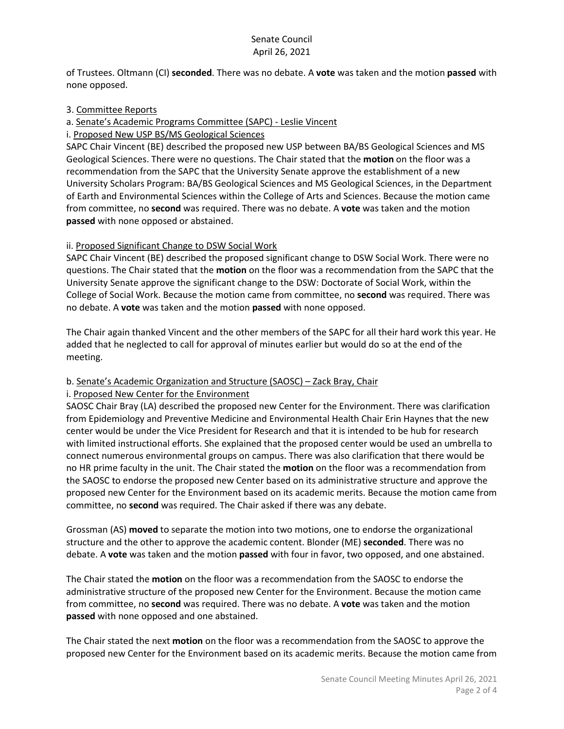of Trustees. Oltmann (CI) **seconded**. There was no debate. A **vote** was taken and the motion **passed** with none opposed.

3. Committee Reports

a. Senate's Academic Programs Committee (SAPC) - Leslie Vincent

i. Proposed New USP BS/MS Geological Sciences

SAPC Chair Vincent (BE) described the proposed new USP between BA/BS Geological Sciences and MS Geological Sciences. There were no questions. The Chair stated that the **motion** on the floor was a recommendation from the SAPC that the University Senate approve the establishment of a new University Scholars Program: BA/BS Geological Sciences and MS Geological Sciences, in the Department of Earth and Environmental Sciences within the College of Arts and Sciences. Because the motion came from committee, no **second** was required. There was no debate. A **vote** was taken and the motion **passed** with none opposed or abstained.

ii. Proposed Significant Change to DSW Social Work

SAPC Chair Vincent (BE) described the proposed significant change to DSW Social Work. There were no questions. The Chair stated that the **motion** on the floor was a recommendation from the SAPC that the University Senate approve the significant change to the DSW: Doctorate of Social Work, within the College of Social Work. Because the motion came from committee, no **second** was required. There was no debate. A **vote** was taken and the motion **passed** with none opposed.

The Chair again thanked Vincent and the other members of the SAPC for all their hard work this year. He added that he neglected to call for approval of minutes earlier but would do so at the end of the meeting.

b. Senate's Academic Organization and Structure (SAOSC) – Zack Bray, Chair

i. Proposed New Center for the Environment

SAOSC Chair Bray (LA) described the proposed new Center for the Environment. There was clarification from Epidemiology and Preventive Medicine and Environmental Health Chair Erin Haynes that the new center would be under the Vice President for Research and that it is intended to be hub for research with limited instructional efforts. She explained that the proposed center would be used an umbrella to connect numerous environmental groups on campus. There was also clarification that there would be no HR prime faculty in the unit. The Chair stated the **motion** on the floor was a recommendation from the SAOSC to endorse the proposed new Center based on its administrative structure and approve the proposed new Center for the Environment based on its academic merits. Because the motion came from committee, no **second** was required. The Chair asked if there was any debate.

Grossman (AS) **moved** to separate the motion into two motions, one to endorse the organizational structure and the other to approve the academic content. Blonder (ME) **seconded**. There was no debate. A **vote** was taken and the motion **passed** with four in favor, two opposed, and one abstained.

The Chair stated the **motion** on the floor was a recommendation from the SAOSC to endorse the administrative structure of the proposed new Center for the Environment. Because the motion came from committee, no **second** was required. There was no debate. A **vote** was taken and the motion **passed** with none opposed and one abstained.

The Chair stated the next **motion** on the floor was a recommendation from the SAOSC to approve the proposed new Center for the Environment based on its academic merits. Because the motion came from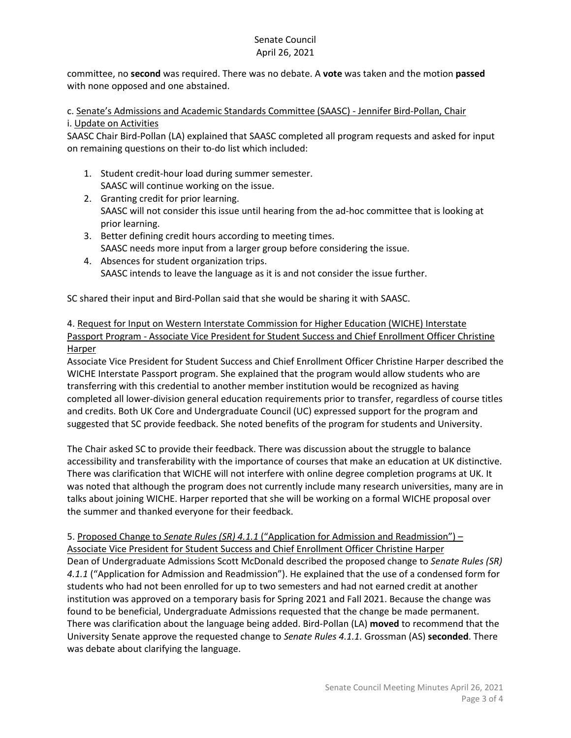committee, no **second** was required. There was no debate. A **vote** was taken and the motion **passed** with none opposed and one abstained.

c. Senate's Admissions and Academic Standards Committee (SAASC) - Jennifer Bird-Pollan, Chair

i. Update on Activities

SAASC Chair Bird-Pollan (LA) explained that SAASC completed all program requests and asked for input on remaining questions on their to-do list which included:

1. Student credit-hour load during summer semester.
   SAASC will continue working on the issue.
2. Granting credit for prior learning.
   SAASC will not consider this issue until hearing from the ad-hoc committee that is looking at prior learning.
3. Better defining credit hours according to meeting times.
   SAASC needs more input from a larger group before considering the issue.
4. Absences for student organization trips.
   SAASC intends to leave the language as it is and not consider the issue further.

SC shared their input and Bird-Pollan said that she would be sharing it with SAASC.

4. Request for Input on Western Interstate Commission for Higher Education (WICHE) Interstate Passport Program - Associate Vice President for Student Success and Chief Enrollment Officer Christine Harper

Associate Vice President for Student Success and Chief Enrollment Officer Christine Harper described the WICHE Interstate Passport program. She explained that the program would allow students who are transferring with this credential to another member institution would be recognized as having completed all lower-division general education requirements prior to transfer, regardless of course titles and credits. Both UK Core and Undergraduate Council (UC) expressed support for the program and suggested that SC provide feedback. She noted benefits of the program for students and University.

The Chair asked SC to provide their feedback. There was discussion about the struggle to balance accessibility and transferability with the importance of courses that make an education at UK distinctive. There was clarification that WICHE will not interfere with online degree completion programs at UK. It was noted that although the program does not currently include many research universities, many are in talks about joining WICHE. Harper reported that she will be working on a formal WICHE proposal over the summer and thanked everyone for their feedback.

5. Proposed Change to *Senate Rules (SR) 4.1.1* ("Application for Admission and Readmission") – Associate Vice President for Student Success and Chief Enrollment Officer Christine Harper

Dean of Undergraduate Admissions Scott McDonald described the proposed change to *Senate Rules (SR) 4.1.1* ("Application for Admission and Readmission"). He explained that the use of a condensed form for students who had not been enrolled for up to two semesters and had not earned credit at another institution was approved on a temporary basis for Spring 2021 and Fall 2021. Because the change was found to be beneficial, Undergraduate Admissions requested that the change be made permanent. There was clarification about the language being added. Bird-Pollan (LA) **moved** to recommend that the University Senate approve the requested change to *Senate Rules 4.1.1.* Grossman (AS) **seconded**. There was debate about clarifying the language.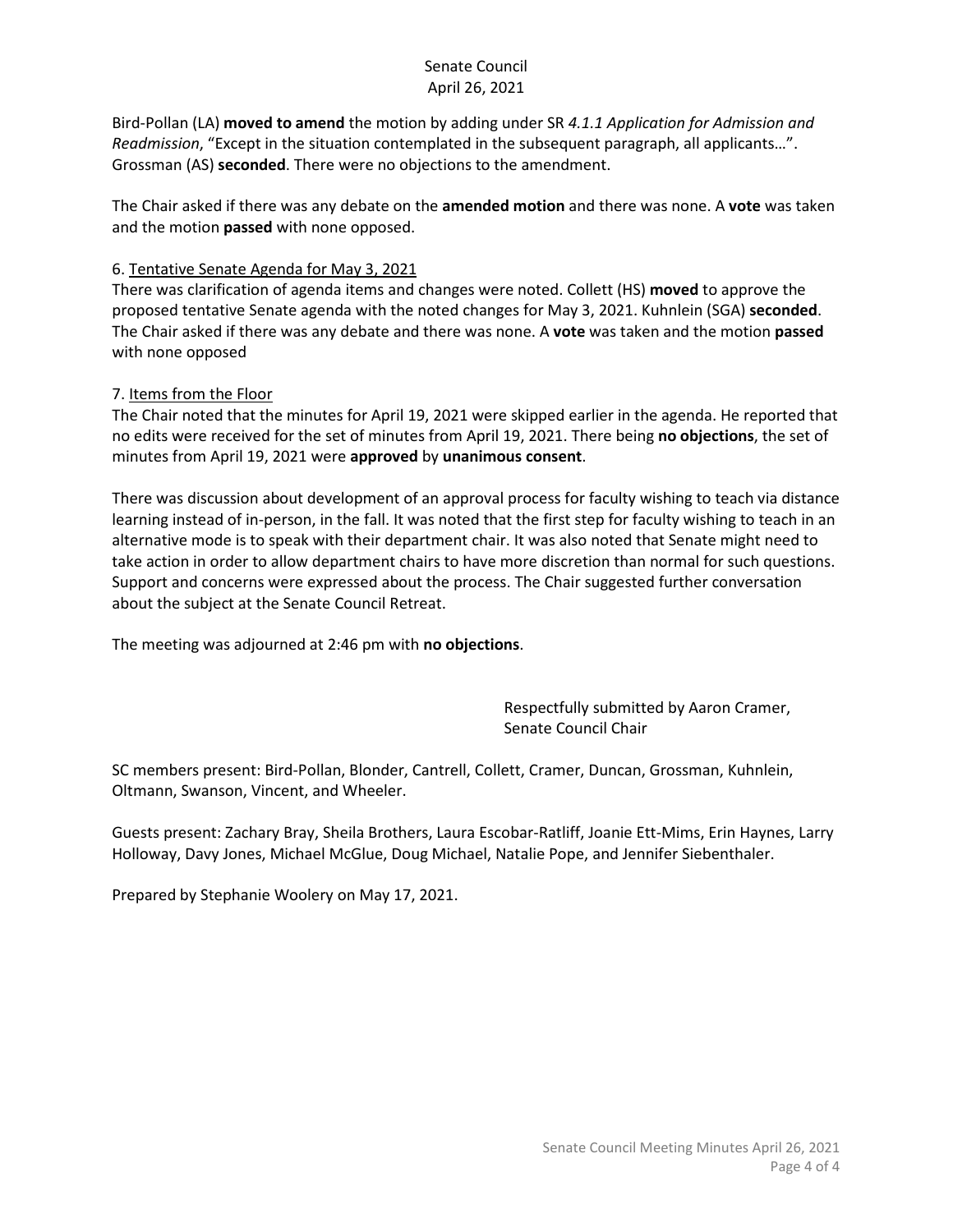Bird-Pollan (LA) **moved to amend** the motion by adding under SR *4.1.1 Application for Admission and Readmission*, "Except in the situation contemplated in the subsequent paragraph, all applicants…". Grossman (AS) **seconded**. There were no objections to the amendment.

The Chair asked if there was any debate on the **amended motion** and there was none. A **vote** was taken and the motion **passed** with none opposed.

6. Tentative Senate Agenda for May 3, 2021

There was clarification of agenda items and changes were noted. Collett (HS) **moved** to approve the proposed tentative Senate agenda with the noted changes for May 3, 2021. Kuhnlein (SGA) **seconded**. The Chair asked if there was any debate and there was none. A **vote** was taken and the motion **passed** with none opposed

7. Items from the Floor

The Chair noted that the minutes for April 19, 2021 were skipped earlier in the agenda. He reported that no edits were received for the set of minutes from April 19, 2021. There being **no objections**, the set of minutes from April 19, 2021 were **approved** by **unanimous consent**.

There was discussion about development of an approval process for faculty wishing to teach via distance learning instead of in-person, in the fall. It was noted that the first step for faculty wishing to teach in an alternative mode is to speak with their department chair. It was also noted that Senate might need to take action in order to allow department chairs to have more discretion than normal for such questions. Support and concerns were expressed about the process. The Chair suggested further conversation about the subject at the Senate Council Retreat.

The meeting was adjourned at 2:46 pm with **no objections**.

Respectfully submitted by Aaron Cramer,
Senate Council Chair

SC members present: Bird-Pollan, Blonder, Cantrell, Collett, Cramer, Duncan, Grossman, Kuhnlein, Oltmann, Swanson, Vincent, and Wheeler.

Guests present: Zachary Bray, Sheila Brothers, Laura Escobar-Ratliff, Joanie Ett-Mims, Erin Haynes, Larry Holloway, Davy Jones, Michael McGlue, Doug Michael, Natalie Pope, and Jennifer Siebenthaler.

Prepared by Stephanie Woolery on May 17, 2021.